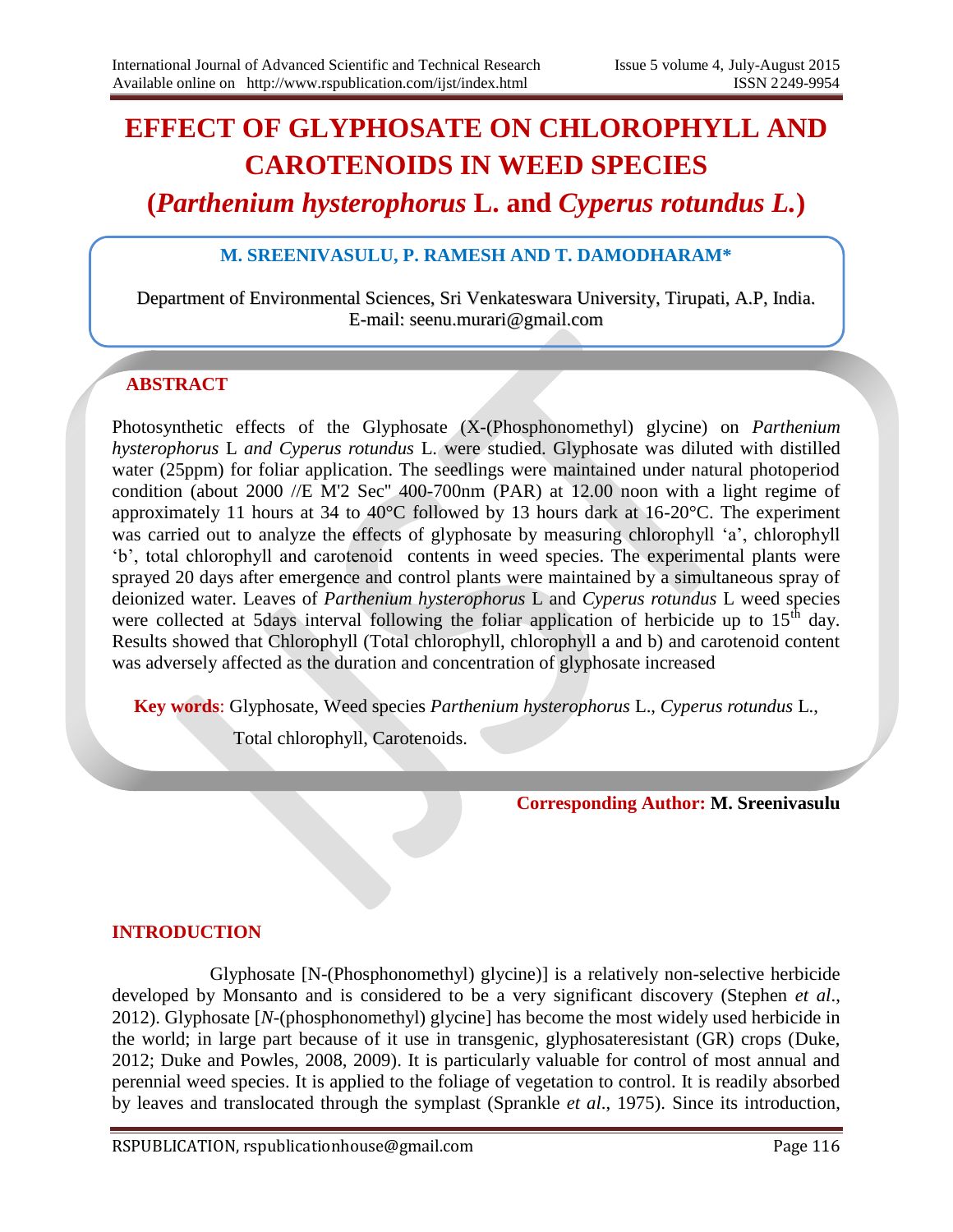# EFFECT OF GLYPHOSATE ON CHLOROPHYLL AND CAROTENOIDS IN WEED SPECIES

## (*Parthenium hysterophorus* L. and *Cyperus rotundus L.*)

**M. SREENIVASULU, P. RAMESH AND T. DAMODHARAM***

Department of Environmental Sciences, Sri Venkateswara University, Tirupati, A.P, India.
E-mail: seenu.murari@gmail.com

## ABSTRACT

Photosynthetic effects of the Glyphosate (X-(Phosphonomethyl) glycine) on *Parthenium hysterophorus* L *and Cyperus rotundus* L. were studied. Glyphosate was diluted with distilled water (25ppm) for foliar application. The seedlings were maintained under natural photoperiod condition (about 2000 //E M'2 Sec" 400-700nm (PAR) at 12.00 noon with a light regime of approximately 11 hours at 34 to 40°C followed by 13 hours dark at 16-20°C. The experiment was carried out to analyze the effects of glyphosate by measuring chlorophyll 'a', chlorophyll 'b', total chlorophyll and carotenoid contents in weed species. The experimental plants were sprayed 20 days after emergence and control plants were maintained by a simultaneous spray of deionized water. Leaves of *Parthenium hysterophorus* L and *Cyperus rotundus* L weed species were collected at 5days interval following the foliar application of herbicide up to 15$^{th}$ day. Results showed that Chlorophyll (Total chlorophyll, chlorophyll a and b) and carotenoid content was adversely affected as the duration and concentration of glyphosate increased

**Key words**: Glyphosate, Weed species *Parthenium hysterophorus* L., *Cyperus rotundus* L., Total chlorophyll, Carotenoids.

**Corresponding Author: M. Sreenivasulu**

## INTRODUCTION

Glyphosate [N-(Phosphonomethyl) glycine)] is a relatively non-selective herbicide developed by Monsanto and is considered to be a very significant discovery (Stephen *et al*., 2012). Glyphosate [*N*-(phosphonomethyl) glycine] has become the most widely used herbicide in the world; in large part because of it use in transgenic, glyphosateresistant (GR) crops (Duke, 2012; Duke and Powles, 2008, 2009). It is particularly valuable for control of most annual and perennial weed species. It is applied to the foliage of vegetation to control. It is readily absorbed by leaves and translocated through the symplast (Sprankle *et al*., 1975). Since its introduction,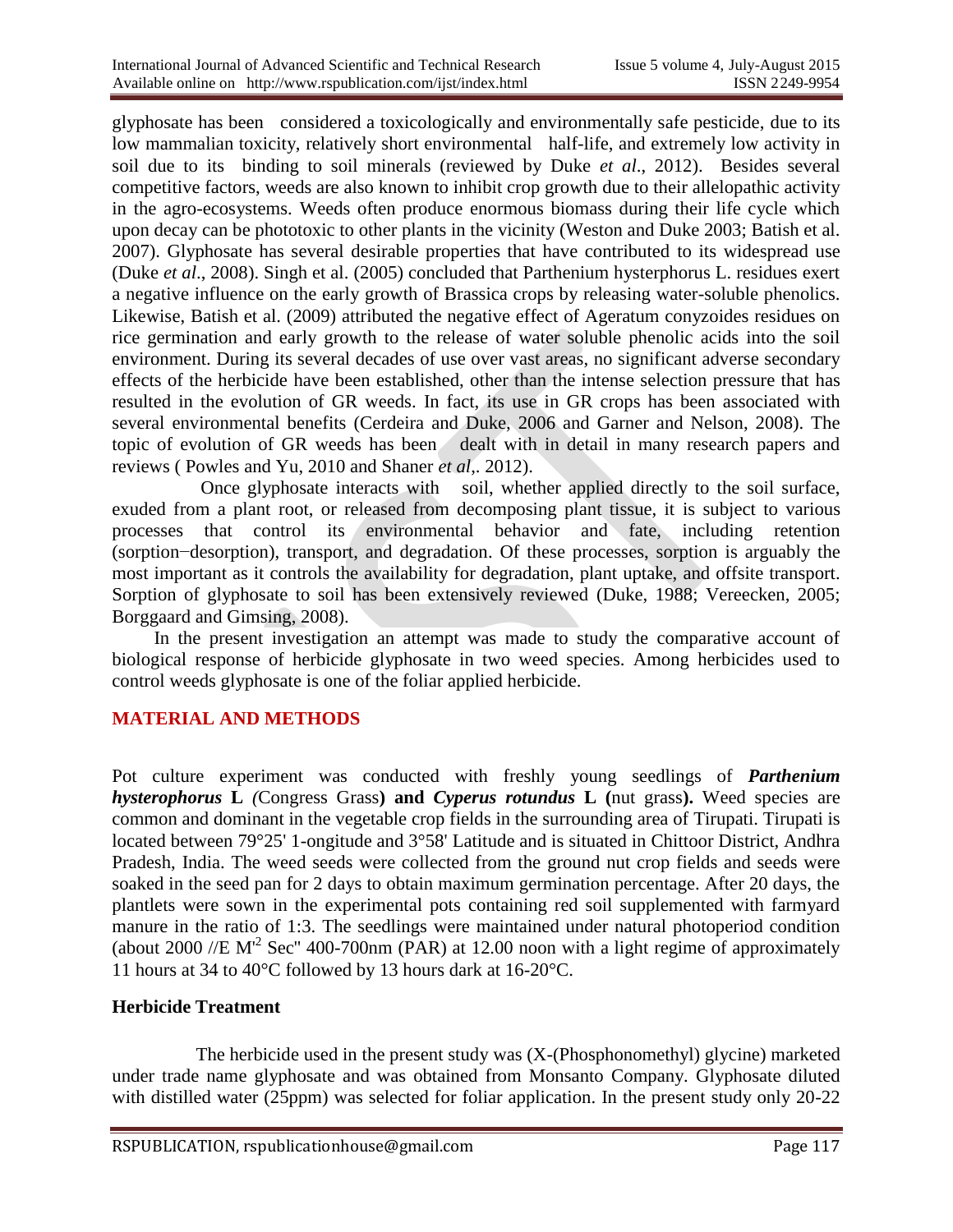glyphosate has been considered a toxicologically and environmentally safe pesticide, due to its low mammalian toxicity, relatively short environmental half-life, and extremely low activity in soil due to its binding to soil minerals (reviewed by Duke *et al*., 2012). Besides several competitive factors, weeds are also known to inhibit crop growth due to their allelopathic activity in the agro-ecosystems. Weeds often produce enormous biomass during their life cycle which upon decay can be phototoxic to other plants in the vicinity (Weston and Duke 2003; Batish et al. 2007). Glyphosate has several desirable properties that have contributed to its widespread use (Duke *et al*., 2008). Singh et al. (2005) concluded that Parthenium hysterphorus L. residues exert a negative influence on the early growth of Brassica crops by releasing water-soluble phenolics. Likewise, Batish et al. (2009) attributed the negative effect of Ageratum conyzoides residues on rice germination and early growth to the release of water soluble phenolic acids into the soil environment. During its several decades of use over vast areas, no significant adverse secondary effects of the herbicide have been established, other than the intense selection pressure that has resulted in the evolution of GR weeds. In fact, its use in GR crops has been associated with several environmental benefits (Cerdeira and Duke, 2006 and Garner and Nelson, 2008). The topic of evolution of GR weeds has been dealt with in detail in many research papers and reviews ( Powles and Yu, 2010 and Shaner *et al*,. 2012).

Once glyphosate interacts with soil, whether applied directly to the soil surface, exuded from a plant root, or released from decomposing plant tissue, it is subject to various processes that control its environmental behavior and fate, including retention (sorption−desorption), transport, and degradation. Of these processes, sorption is arguably the most important as it controls the availability for degradation, plant uptake, and offsite transport. Sorption of glyphosate to soil has been extensively reviewed (Duke, 1988; Vereecken, 2005; Borggaard and Gimsing, 2008).

In the present investigation an attempt was made to study the comparative account of biological response of herbicide glyphosate in two weed species. Among herbicides used to control weeds glyphosate is one of the foliar applied herbicide.

## MATERIAL AND METHODS

Pot culture experiment was conducted with freshly young seedlings of ***Parthenium hysterophorus* L** *(*Congress Grass**) and *Cyperus rotundus* L (**nut grass**).** Weed species are common and dominant in the vegetable crop fields in the surrounding area of Tirupati. Tirupati is located between 79°25' 1-ongitude and 3°58' Latitude and is situated in Chittoor District, Andhra Pradesh, India. The weed seeds were collected from the ground nut crop fields and seeds were soaked in the seed pan for 2 days to obtain maximum germination percentage. After 20 days, the plantlets were sown in the experimental pots containing red soil supplemented with farmyard manure in the ratio of 1:3. The seedlings were maintained under natural photoperiod condition (about 2000 //E M'$^{2}$ Sec" 400-700nm (PAR) at 12.00 noon with a light regime of approximately 11 hours at 34 to 40°C followed by 13 hours dark at 16-20°C.

### Herbicide Treatment

The herbicide used in the present study was (X-(Phosphonomethyl) glycine) marketed under trade name glyphosate and was obtained from Monsanto Company. Glyphosate diluted with distilled water (25ppm) was selected for foliar application. In the present study only 20-22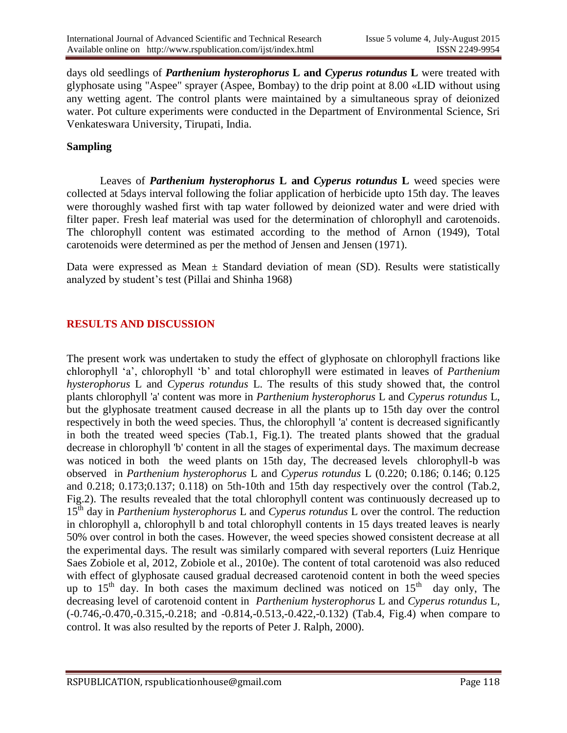days old seedlings of ***Parthenium hysterophorus* L and *Cyperus rotundus* L** were treated with glyphosate using "Aspee" sprayer (Aspee, Bombay) to the drip point at 8.00 «LID without using any wetting agent. The control plants were maintained by a simultaneous spray of deionized water. Pot culture experiments were conducted in the Department of Environmental Science, Sri Venkateswara University, Tirupati, India.

**Sampling**

Leaves of ***Parthenium hysterophorus* L and *Cyperus rotundus* L** weed species were collected at 5days interval following the foliar application of herbicide upto 15th day. The leaves were thoroughly washed first with tap water followed by deionized water and were dried with filter paper. Fresh leaf material was used for the determination of chlorophyll and carotenoids. The chlorophyll content was estimated according to the method of Arnon (1949), Total carotenoids were determined as per the method of Jensen and Jensen (1971).

Data were expressed as Mean ± Standard deviation of mean (SD). Results were statistically analyzed by student's test (Pillai and Shinha 1968)

## RESULTS AND DISCUSSION

The present work was undertaken to study the effect of glyphosate on chlorophyll fractions like chlorophyll 'a', chlorophyll 'b' and total chlorophyll were estimated in leaves of *Parthenium hysterophorus* L and *Cyperus rotundus* L. The results of this study showed that, the control plants chlorophyll 'a' content was more in *Parthenium hysterophorus* L and *Cyperus rotundus* L, but the glyphosate treatment caused decrease in all the plants up to 15th day over the control respectively in both the weed species. Thus, the chlorophyll 'a' content is decreased significantly in both the treated weed species (Tab.1, Fig.1). The treated plants showed that the gradual decrease in chlorophyll 'b' content in all the stages of experimental days. The maximum decrease was noticed in both the weed plants on 15th day, The decreased levels chlorophyll-b was observed in *Parthenium hysterophorus* L and *Cyperus rotundus* L (0.220; 0.186; 0.146; 0.125 and 0.218; 0.173;0.137; 0.118) on 5th-10th and 15th day respectively over the control (Tab.2, Fig.2). The results revealed that the total chlorophyll content was continuously decreased up to 15[th] day in *Parthenium hysterophorus* L and *Cyperus rotundus* L over the control. The reduction in chlorophyll a, chlorophyll b and total chlorophyll contents in 15 days treated leaves is nearly 50% over control in both the cases. However, the weed species showed consistent decrease at all the experimental days. The result was similarly compared with several reporters (Luiz Henrique Saes Zobiole et al, 2012, Zobiole et al., 2010e). The content of total carotenoid was also reduced with effect of glyphosate caused gradual decreased carotenoid content in both the weed species up to 15[th] day. In both cases the maximum declined was noticed on 15[th] day only, The decreasing level of carotenoid content in *Parthenium hysterophorus* L and *Cyperus rotundus* L, (-0.746,-0.470,-0.315,-0.218; and -0.814,-0.513,-0.422,-0.132) (Tab.4, Fig.4) when compare to control. It was also resulted by the reports of Peter J. Ralph, 2000).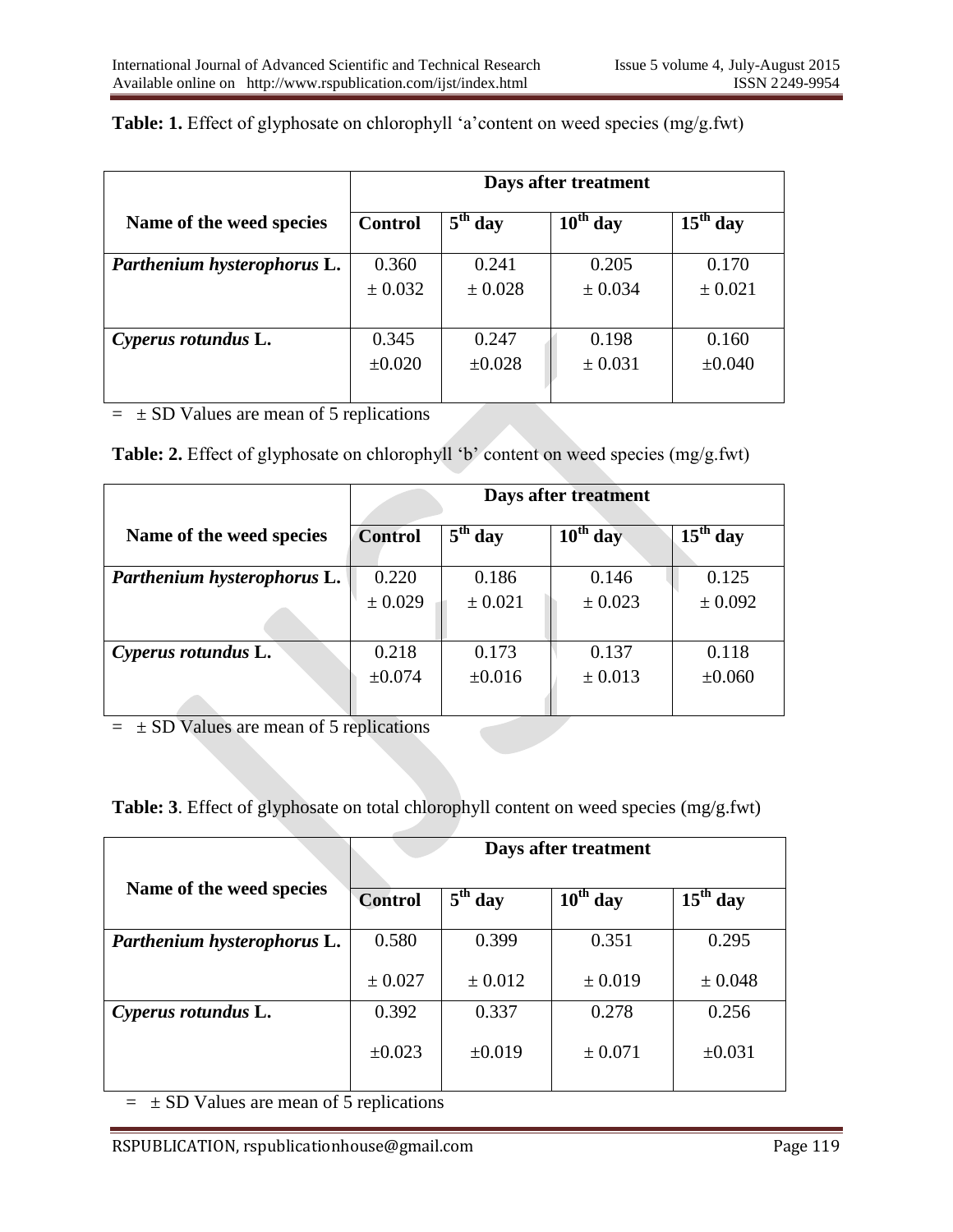**Table: 1.** Effect of glyphosate on chlorophyll 'a'content on weed species (mg/g.fwt)

| Name of the weed species | Days after treatment | | | |
|---|---|---|---|---|
| | **Control** | **$5^{th}$ day** | **$10^{th}$ day** | **$15^{th}$ day** |
| ***Parthenium hysterophorus* L.** | 0.360 ± 0.032 | 0.241 ± 0.028 | 0.205 ± 0.034 | 0.170 ± 0.021 |
| ***Cyperus rotundus* L.** | 0.345 ±0.020 | 0.247 ±0.028 | 0.198 ± 0.031 | 0.160 ±0.040 |

= ± SD Values are mean of 5 replications

**Table: 2.** Effect of glyphosate on chlorophyll 'b' content on weed species (mg/g.fwt)

| Name of the weed species | Days after treatment | | | |
|---|---|---|---|---|
| | **Control** | **$5^{th}$ day** | **$10^{th}$ day** | **$15^{th}$ day** |
| ***Parthenium hysterophorus* L.** | 0.220 ± 0.029 | 0.186 ± 0.021 | 0.146 ± 0.023 | 0.125 ± 0.092 |
| ***Cyperus rotundus* L.** | 0.218 ±0.074 | 0.173 ±0.016 | 0.137 ± 0.013 | 0.118 ±0.060 |

= ± SD Values are mean of 5 replications

**Table: 3**. Effect of glyphosate on total chlorophyll content on weed species (mg/g.fwt)

| Name of the weed species | Days after treatment | | | |
|---|---|---|---|---|
| | **Control** | **$5^{th}$ day** | **$10^{th}$ day** | **$15^{th}$ day** |
| ***Parthenium hysterophorus* L.** | 0.580 ± 0.027 | 0.399 ± 0.012 | 0.351 ± 0.019 | 0.295 ± 0.048 |
| ***Cyperus rotundus* L.** | 0.392 ±0.023 | 0.337 ±0.019 | 0.278 ± 0.071 | 0.256 ±0.031 |

= ± SD Values are mean of 5 replications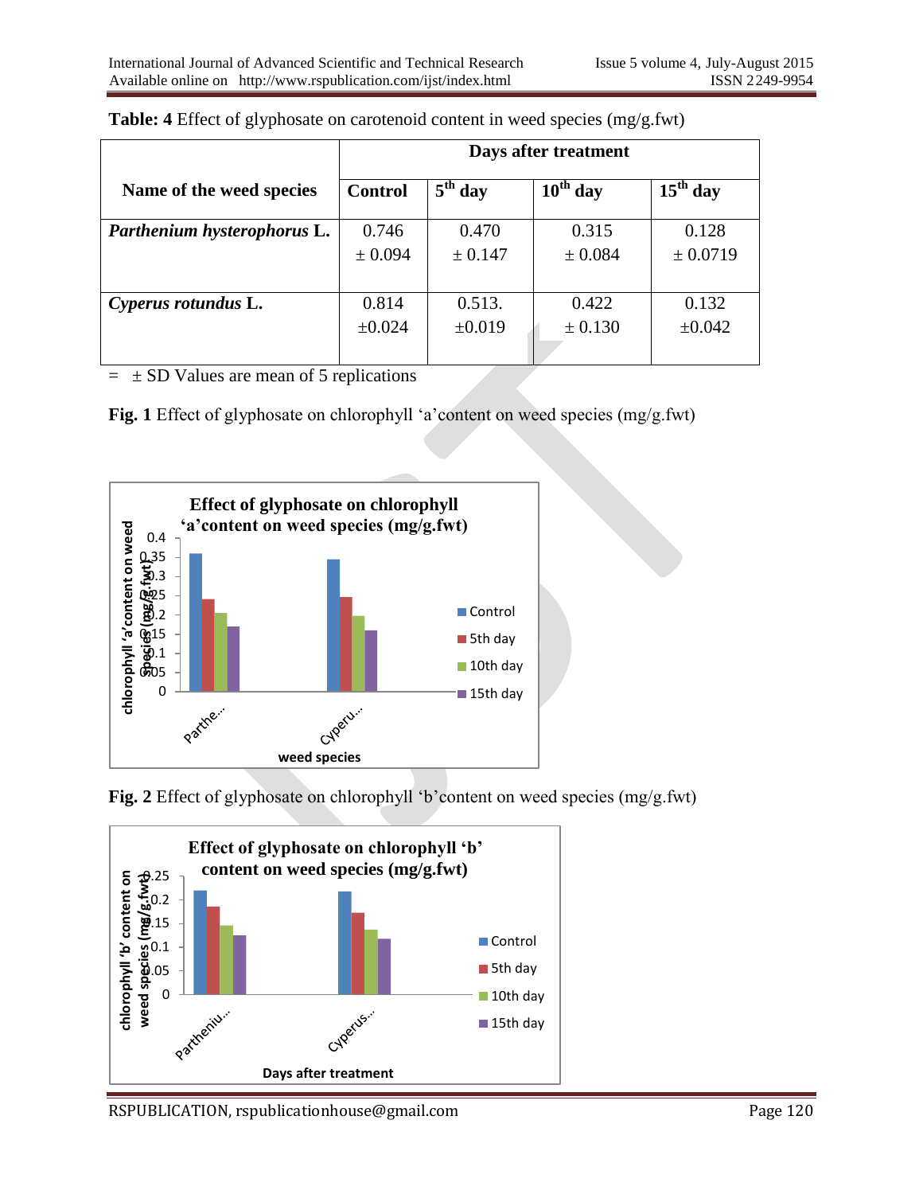**Table: 4** Effect of glyphosate on carotenoid content in weed species (mg/g.fwt)

| Name of the weed species | Days after treatment | | | |
|---|---|---|---|---|
| | Control | $5^{th}$ day | $10^{th}$ day | $15^{th}$ day |
| ***Parthenium hysterophorus* L.** | 0.746 ± 0.094 | 0.470 ± 0.147 | 0.315 ± 0.084 | 0.128 ± 0.0719 |
| ***Cyperus rotundus* L.** | 0.814 ±0.024 | 0.513. ±0.019 | 0.422 ± 0.130 | 0.132 ±0.042 |

= ± SD Values are mean of 5 replications

**Fig. 1** Effect of glyphosate on chlorophyll 'a'content on weed species (mg/g.fwt)

**Fig. 2** Effect of glyphosate on chlorophyll 'b'content on weed species (mg/g.fwt)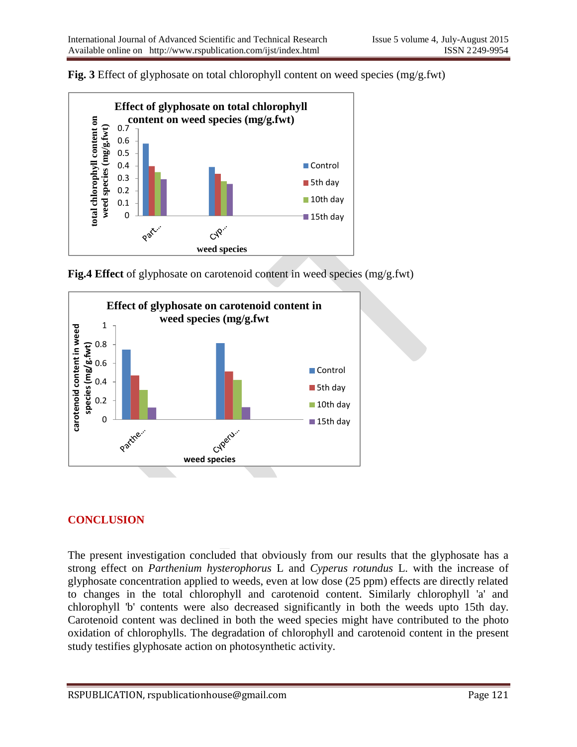**Fig. 3** Effect of glyphosate on total chlorophyll content on weed species (mg/g.fwt)

**Fig.4 Effect** of glyphosate on carotenoid content in weed species (mg/g.fwt)

## CONCLUSION

The present investigation concluded that obviously from our results that the glyphosate has a strong effect on *Parthenium hysterophorus* L and *Cyperus rotundus* L. with the increase of glyphosate concentration applied to weeds, even at low dose (25 ppm) effects are directly related to changes in the total chlorophyll and carotenoid content. Similarly chlorophyll 'a' and chlorophyll 'b' contents were also decreased significantly in both the weeds upto 15th day. Carotenoid content was declined in both the weed species might have contributed to the photo oxidation of chlorophylls. The degradation of chlorophyll and carotenoid content in the present study testifies glyphosate action on photosynthetic activity.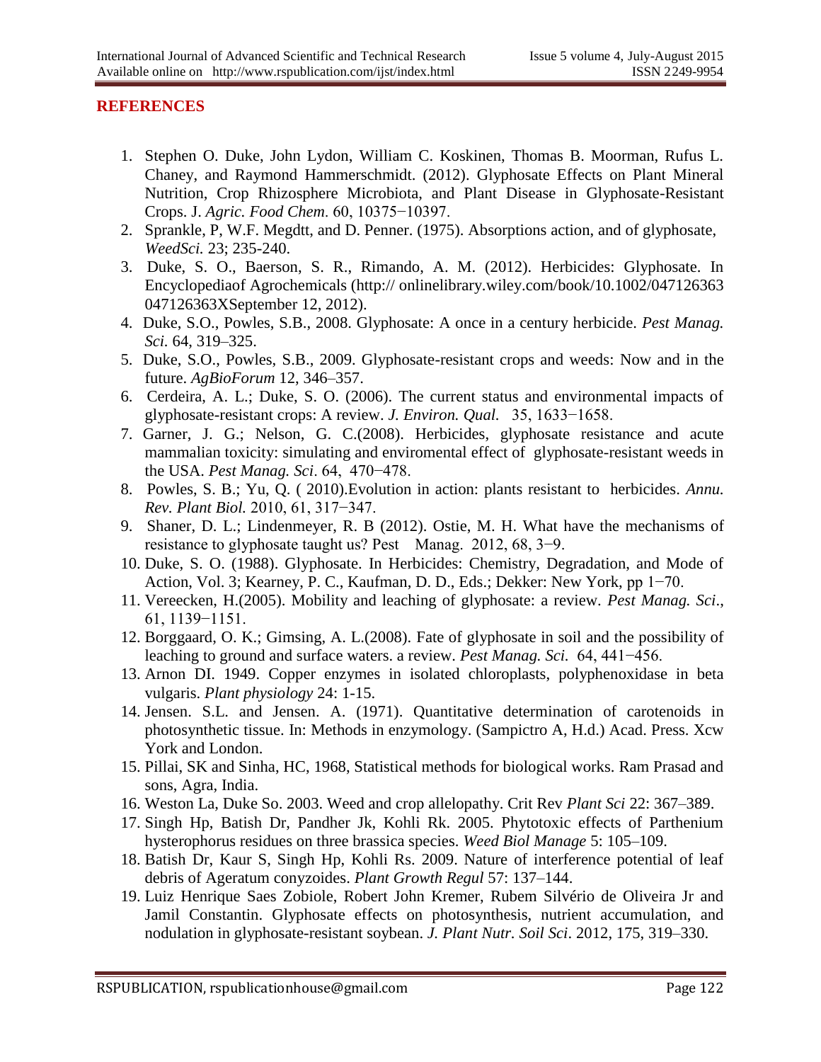## REFERENCES

1. Stephen O. Duke, John Lydon, William C. Koskinen, Thomas B. Moorman, Rufus L. Chaney, and Raymond Hammerschmidt. (2012). Glyphosate Effects on Plant Mineral Nutrition, Crop Rhizosphere Microbiota, and Plant Disease in Glyphosate-Resistant Crops. J. *Agric. Food Chem*. 60, 10375−10397.
2. Sprankle, P, W.F. Megdtt, and D. Penner. (1975). Absorptions action, and of glyphosate, *WeedSci.* 23; 235-240.
3. Duke, S. O., Baerson, S. R., Rimando, A. M. (2012). Herbicides: Glyphosate. In Encyclopediaof Agrochemicals (http:// onlinelibrary.wiley.com/book/10.1002/047126363 047126363XSeptember 12, 2012).
4. Duke, S.O., Powles, S.B., 2008. Glyphosate: A once in a century herbicide. *Pest Manag. Sci*. 64, 319–325.
5. Duke, S.O., Powles, S.B., 2009. Glyphosate-resistant crops and weeds: Now and in the future. *AgBioForum* 12, 346–357.
6. Cerdeira, A. L.; Duke, S. O. (2006). The current status and environmental impacts of glyphosate-resistant crops: A review. *J. Environ. Qual.* 35, 1633−1658.
7. Garner, J. G.; Nelson, G. C.(2008). Herbicides, glyphosate resistance and acute mammalian toxicity: simulating and enviromental effect of glyphosate-resistant weeds in the USA. *Pest Manag. Sci*. 64, 470−478.
8. Powles, S. B.; Yu, Q. ( 2010).Evolution in action: plants resistant to herbicides. *Annu. Rev. Plant Biol.* 2010, 61, 317−347.
9. Shaner, D. L.; Lindenmeyer, R. B (2012). Ostie, M. H. What have the mechanisms of resistance to glyphosate taught us? Pest Manag. 2012, 68, 3−9.
10. Duke, S. O. (1988). Glyphosate. In Herbicides: Chemistry, Degradation, and Mode of Action, Vol. 3; Kearney, P. C., Kaufman, D. D., Eds.; Dekker: New York, pp 1−70.
11. Vereecken, H.(2005). Mobility and leaching of glyphosate: a review. *Pest Manag. Sci*., 61, 1139−1151.
12. Borggaard, O. K.; Gimsing, A. L.(2008). Fate of glyphosate in soil and the possibility of leaching to ground and surface waters. a review. *Pest Manag. Sci.* 64, 441−456.
13. Arnon DI. 1949. Copper enzymes in isolated chloroplasts, polyphenoxidase in beta vulgaris. *Plant physiology* 24: 1-15.
14. Jensen. S.L. and Jensen. A. (1971). Quantitative determination of carotenoids in photosynthetic tissue. In: Methods in enzymology. (Sampictro A, H.d.) Acad. Press. Xcw York and London.
15. Pillai, SK and Sinha, HC, 1968, Statistical methods for biological works. Ram Prasad and sons, Agra, India.
16. Weston La, Duke So. 2003. Weed and crop allelopathy. Crit Rev *Plant Sci* 22: 367–389.
17. Singh Hp, Batish Dr, Pandher Jk, Kohli Rk. 2005. Phytotoxic effects of Parthenium hysterophorus residues on three brassica species. *Weed Biol Manage* 5: 105–109.
18. Batish Dr, Kaur S, Singh Hp, Kohli Rs. 2009. Nature of interference potential of leaf debris of Ageratum conyzoides. *Plant Growth Regul* 57: 137–144.
19. Luiz Henrique Saes Zobiole, Robert John Kremer, Rubem Silvério de Oliveira Jr and Jamil Constantin. Glyphosate effects on photosynthesis, nutrient accumulation, and nodulation in glyphosate-resistant soybean. *J. Plant Nutr. Soil Sci*. 2012, 175, 319–330.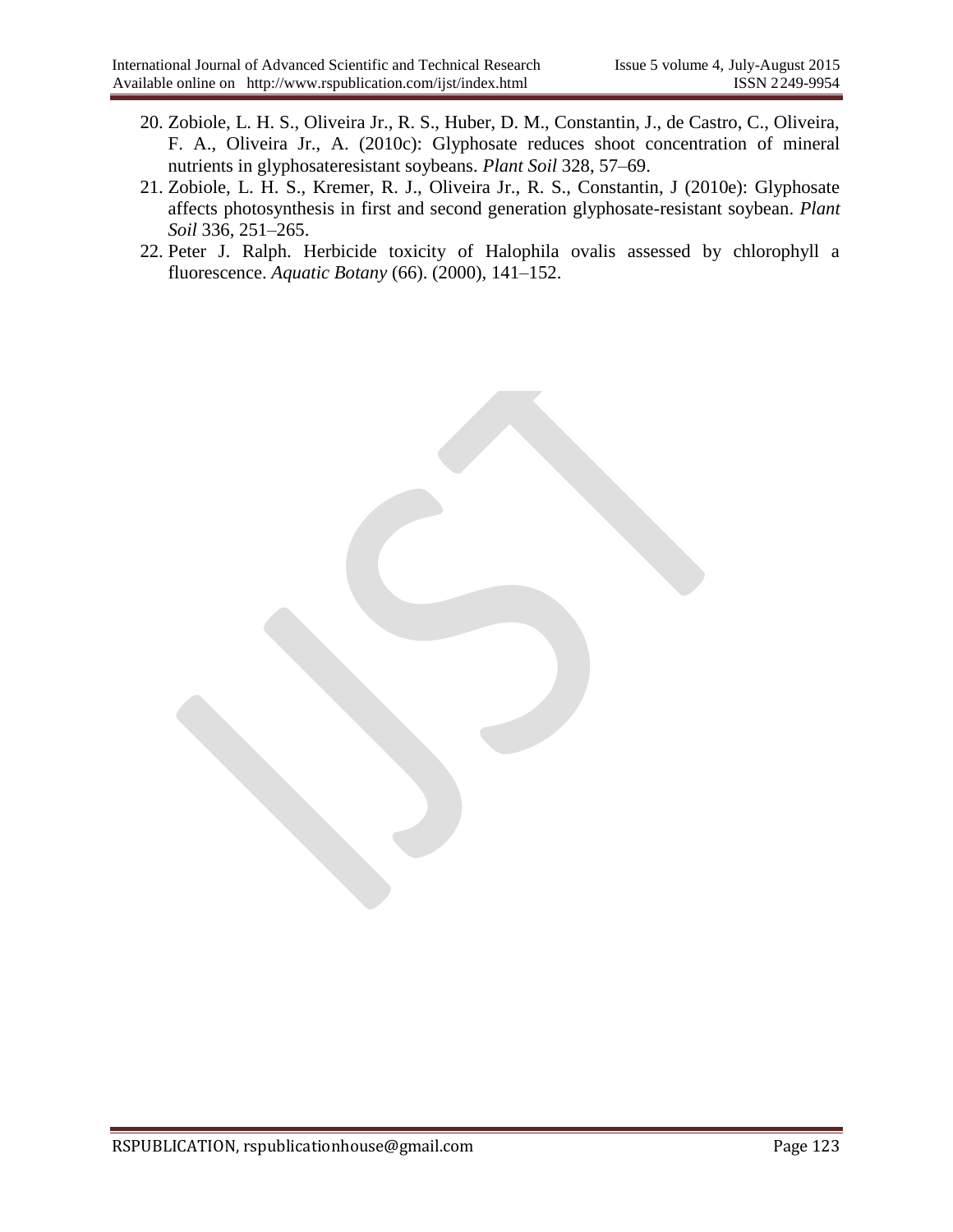20. Zobiole, L. H. S., Oliveira Jr., R. S., Huber, D. M., Constantin, J., de Castro, C., Oliveira, F. A., Oliveira Jr., A. (2010c): Glyphosate reduces shoot concentration of mineral nutrients in glyphosateresistant soybeans. *Plant Soil* 328, 57–69.
21. Zobiole, L. H. S., Kremer, R. J., Oliveira Jr., R. S., Constantin, J (2010e): Glyphosate affects photosynthesis in first and second generation glyphosate-resistant soybean. *Plant Soil* 336, 251–265.
22. Peter J. Ralph. Herbicide toxicity of Halophila ovalis assessed by chlorophyll a fluorescence. *Aquatic Botany* (66). (2000), 141–152.